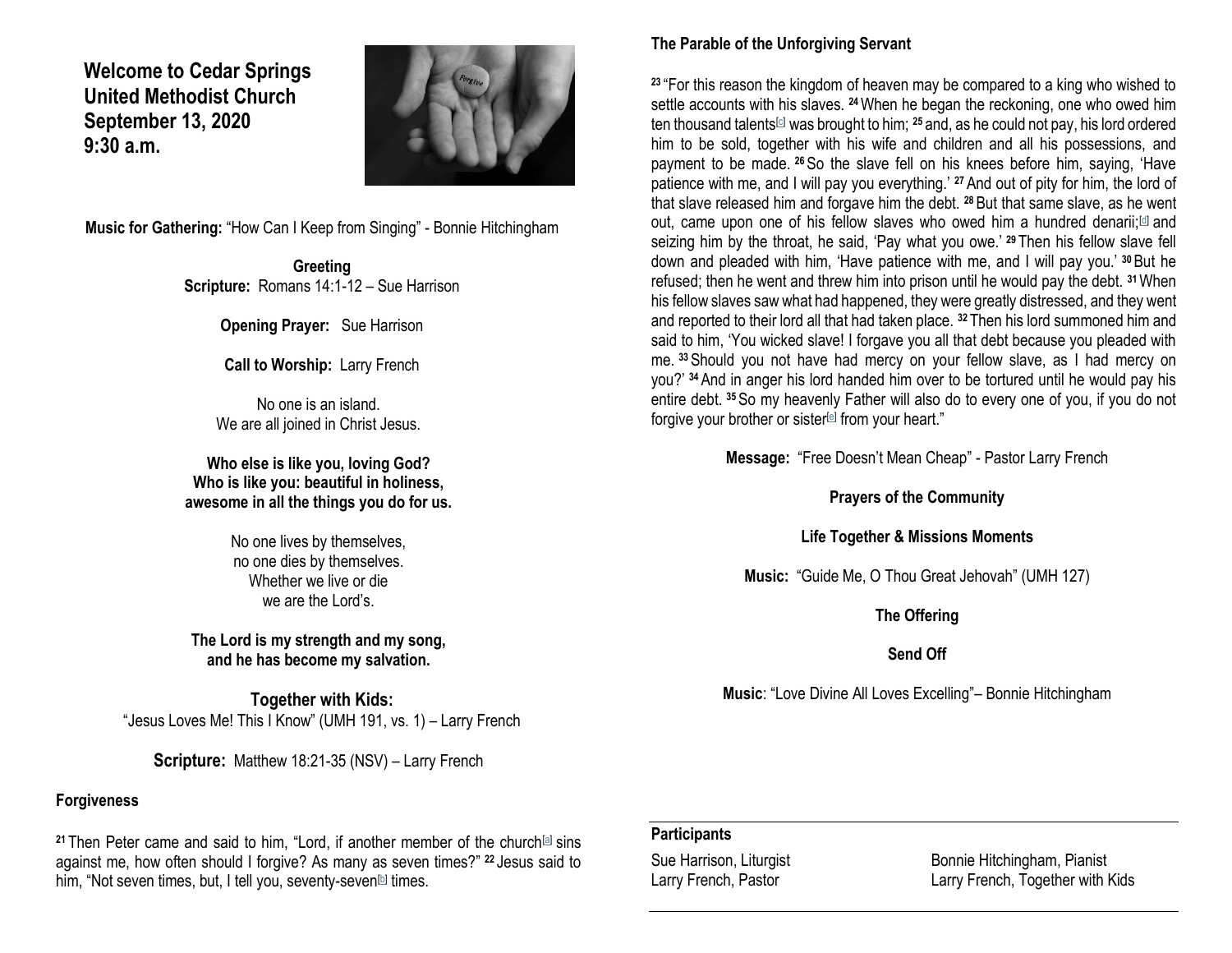# Welcome to Cedar Springs United Methodist Church
**September 13, 2020**
**9:30 a.m.**

**Music for Gathering:** "How Can I Keep from Singing" - Bonnie Hitchingham

**Greeting**

**Scripture:** Romans 14:1-12 – Sue Harrison

**Opening Prayer:** Sue Harrison

**Call to Worship:** Larry French

No one is an island.
We are all joined in Christ Jesus.

**Who else is like you, loving God?**
**Who is like you: beautiful in holiness,**
**awesome in all the things you do for us.**

No one lives by themselves,
no one dies by themselves.
Whether we live or die
we are the Lord's.

**The Lord is my strength and my song,**
**and he has become my salvation.**

**Together with Kids:**
"Jesus Loves Me! This I Know" (UMH 191, vs. 1) – Larry French

**Scripture:** Matthew 18:21-35 (NSV) – Larry French

### Forgiveness

[21] Then Peter came and said to him, "Lord, if another member of the church[a] sins against me, how often should I forgive? As many as seven times?" [22] Jesus said to him, "Not seven times, but, I tell you, seventy-seven[b] times.

### The Parable of the Unforgiving Servant

[23] "For this reason the kingdom of heaven may be compared to a king who wished to settle accounts with his slaves. [24] When he began the reckoning, one who owed him ten thousand talents[c] was brought to him; [25] and, as he could not pay, his lord ordered him to be sold, together with his wife and children and all his possessions, and payment to be made. [26] So the slave fell on his knees before him, saying, 'Have patience with me, and I will pay you everything.' [27] And out of pity for him, the lord of that slave released him and forgave him the debt. [28] But that same slave, as he went out, came upon one of his fellow slaves who owed him a hundred denarii;[d] and seizing him by the throat, he said, 'Pay what you owe.' [29] Then his fellow slave fell down and pleaded with him, 'Have patience with me, and I will pay you.' [30] But he refused; then he went and threw him into prison until he would pay the debt. [31] When his fellow slaves saw what had happened, they were greatly distressed, and they went and reported to their lord all that had taken place. [32] Then his lord summoned him and said to him, 'You wicked slave! I forgave you all that debt because you pleaded with me. [33] Should you not have had mercy on your fellow slave, as I had mercy on you?' [34] And in anger his lord handed him over to be tortured until he would pay his entire debt. [35] So my heavenly Father will also do to every one of you, if you do not forgive your brother or sister[e] from your heart."

**Message:** "Free Doesn't Mean Cheap" - Pastor Larry French

**Prayers of the Community**

**Life Together & Missions Moments**

**Music:** "Guide Me, O Thou Great Jehovah" (UMH 127)

**The Offering**

**Send Off**

**Music**: "Love Divine All Loves Excelling"– Bonnie Hitchingham

**Participants**

Sue Harrison, Liturgist
Larry French, Pastor
Bonnie Hitchingham, Pianist
Larry French, Together with Kids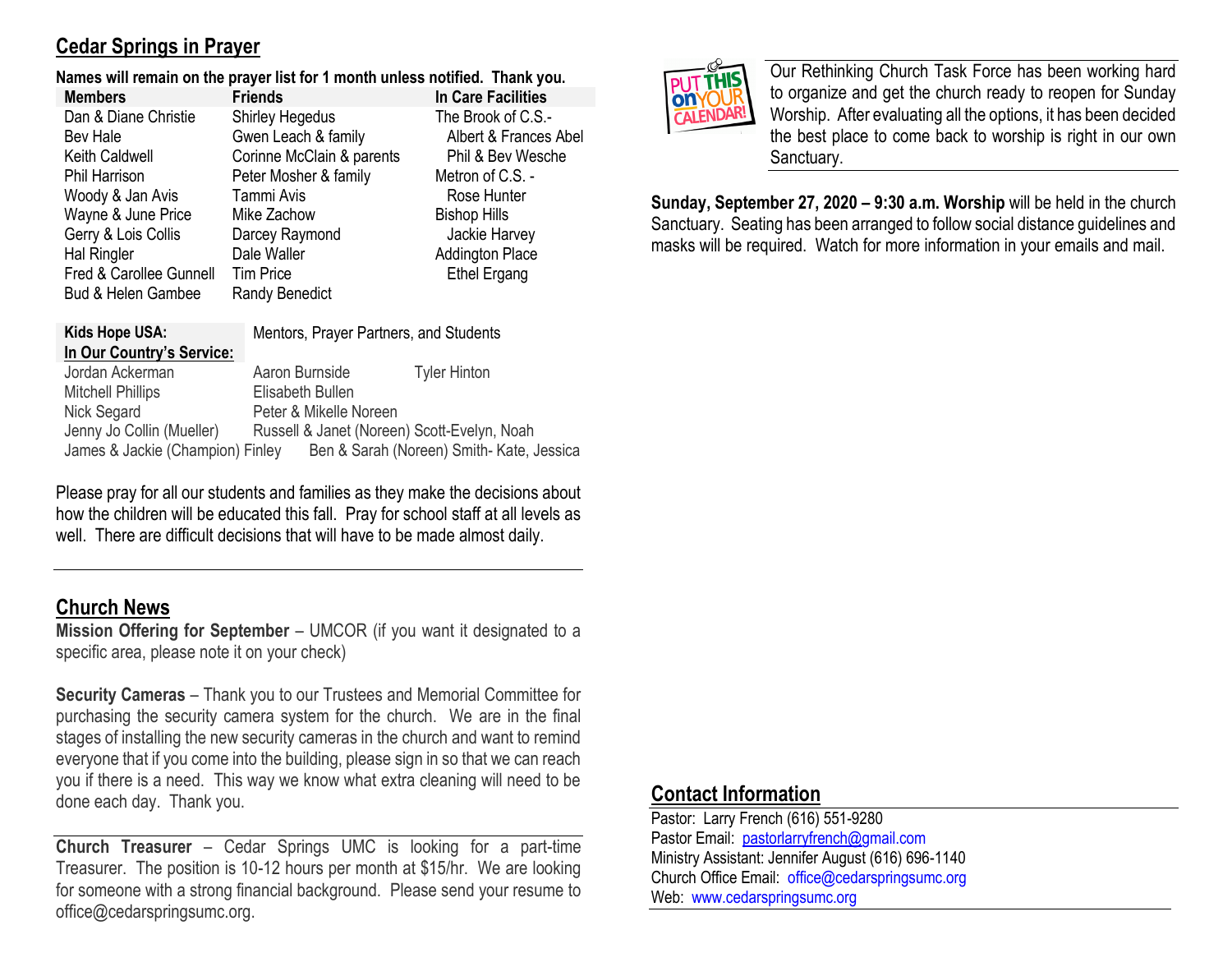## Cedar Springs in Prayer

**Names will remain on the prayer list for 1 month unless notified. Thank you.**

| Members | Friends | In Care Facilities |
|---|---|---|
| Dan & Diane Christie | Shirley Hegedus | The Brook of C.S.- |
| Bev Hale | Gwen Leach & family | Albert & Frances Abel |
| Keith Caldwell | Corinne McClain & parents | Phil & Bev Wesche |
| Phil Harrison | Peter Mosher & family | Metron of C.S. - |
| Woody & Jan Avis | Tammi Avis | Rose Hunter |
| Wayne & June Price | Mike Zachow | Bishop Hills |
| Gerry & Lois Collis | Darcey Raymond | Jackie Harvey |
| Hal Ringler | Dale Waller | Addington Place |
| Fred & Carollee Gunnell | Tim Price | Ethel Ergang |
| Bud & Helen Gambee | Randy Benedict | |

**Kids Hope USA:** Mentors, Prayer Partners, and Students

**In Our Country's Service:**

| | | |
|---|---|---|
| Jordan Ackerman | Aaron Burnside | Tyler Hinton |
| Mitchell Phillips | Elisabeth Bullen | |
| Nick Segard | Peter & Mikelle Noreen | |
| Jenny Jo Collin (Mueller) | Russell & Janet (Noreen) Scott-Evelyn, Noah | |
| James & Jackie (Champion) Finley | Ben & Sarah (Noreen) Smith- Kate, Jessica | |

Please pray for all our students and families as they make the decisions about how the children will be educated this fall. Pray for school staff at all levels as well. There are difficult decisions that will have to be made almost daily.

## Church News

**Mission Offering for September** – UMCOR (if you want it designated to a specific area, please note it on your check)

**Security Cameras** – Thank you to our Trustees and Memorial Committee for purchasing the security camera system for the church. We are in the final stages of installing the new security cameras in the church and want to remind everyone that if you come into the building, please sign in so that we can reach you if there is a need. This way we know what extra cleaning will need to be done each day. Thank you.

**Church Treasurer** – Cedar Springs UMC is looking for a part-time Treasurer. The position is 10-12 hours per month at $15/hr. We are looking for someone with a strong financial background. Please send your resume to office@cedarspringsumc.org.

PUT THIS on YOUR CALENDAR!

Our Rethinking Church Task Force has been working hard to organize and get the church ready to reopen for Sunday Worship. After evaluating all the options, it has been decided the best place to come back to worship is right in our own Sanctuary.

**Sunday, September 27, 2020 – 9:30 a.m. Worship** will be held in the church Sanctuary. Seating has been arranged to follow social distance guidelines and masks will be required. Watch for more information in your emails and mail.

## Contact Information

Pastor: Larry French (616) 551-9280
Pastor Email: pastorlarryfrench@gmail.com
Ministry Assistant: Jennifer August (616) 696-1140
Church Office Email: office@cedarspringsumc.org
Web: www.cedarspringsumc.org